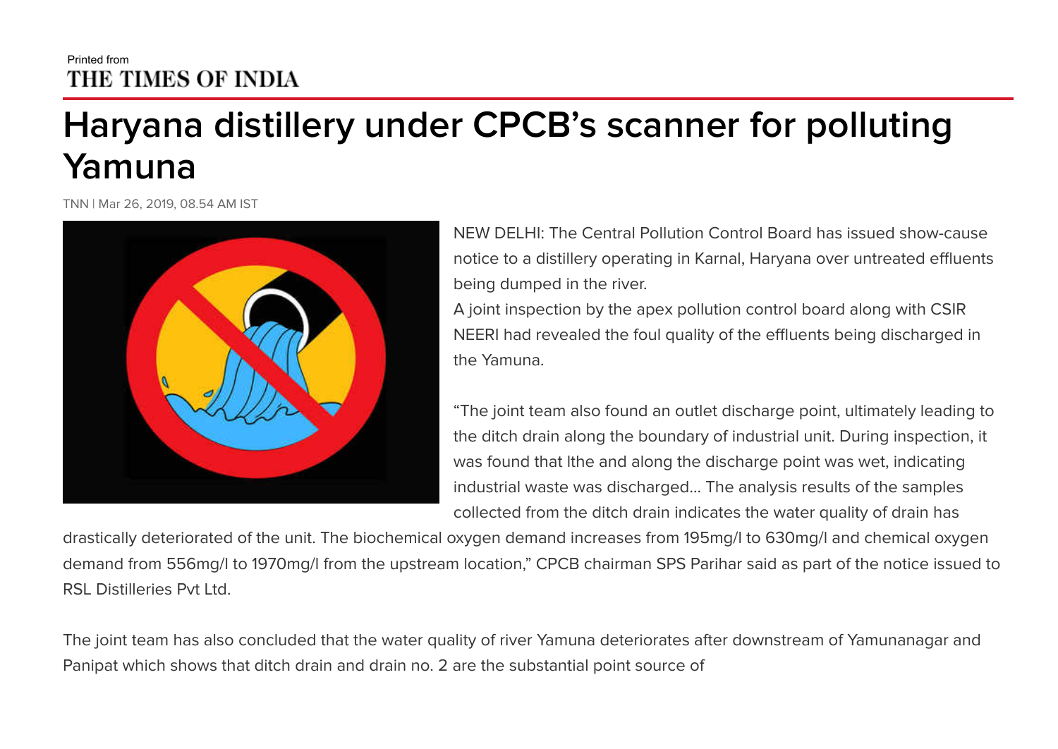Printed from
THE TIMES OF INDIA

# Haryana distillery under CPCB's scanner for polluting Yamuna

TNN | Mar 26, 2019, 08.54 AM IST

NEW DELHI: The Central Pollution Control Board has issued show-cause notice to a distillery operating in Karnal, Haryana over untreated effluents being dumped in the river.

A joint inspection by the apex pollution control board along with CSIR NEERI had revealed the foul quality of the effluents being discharged in the Yamuna.

"The joint team also found an outlet discharge point, ultimately leading to the ditch drain along the boundary of industrial unit. During inspection, it was found that lthe and along the discharge point was wet, indicating industrial waste was discharged… The analysis results of the samples collected from the ditch drain indicates the water quality of drain has drastically deteriorated of the unit. The biochemical oxygen demand increases from 195mg/l to 630mg/l and chemical oxygen demand from 556mg/l to 1970mg/l from the upstream location," CPCB chairman SPS Parihar said as part of the notice issued to RSL Distilleries Pvt Ltd.

The joint team has also concluded that the water quality of river Yamuna deteriorates after downstream of Yamunanagar and Panipat which shows that ditch drain and drain no. 2 are the substantial point source of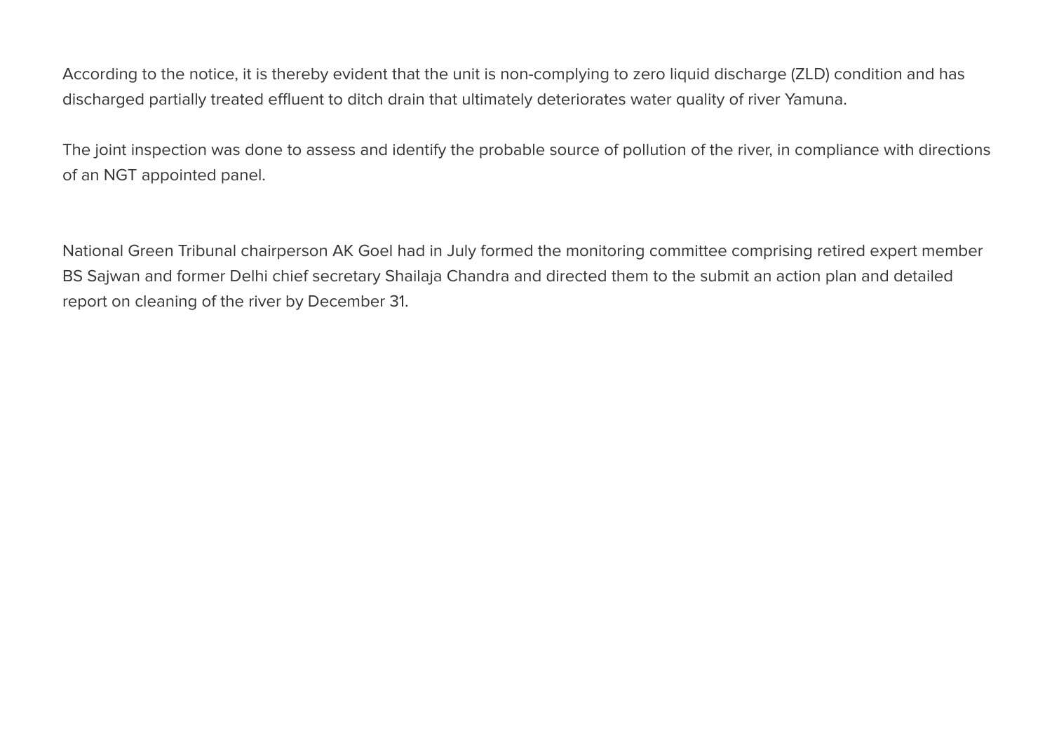According to the notice, it is thereby evident that the unit is non-complying to zero liquid discharge (ZLD) condition and has discharged partially treated effluent to ditch drain that ultimately deteriorates water quality of river Yamuna.

The joint inspection was done to assess and identify the probable source of pollution of the river, in compliance with directions of an NGT appointed panel.

National Green Tribunal chairperson AK Goel had in July formed the monitoring committee comprising retired expert member BS Sajwan and former Delhi chief secretary Shailaja Chandra and directed them to the submit an action plan and detailed report on cleaning of the river by December 31.